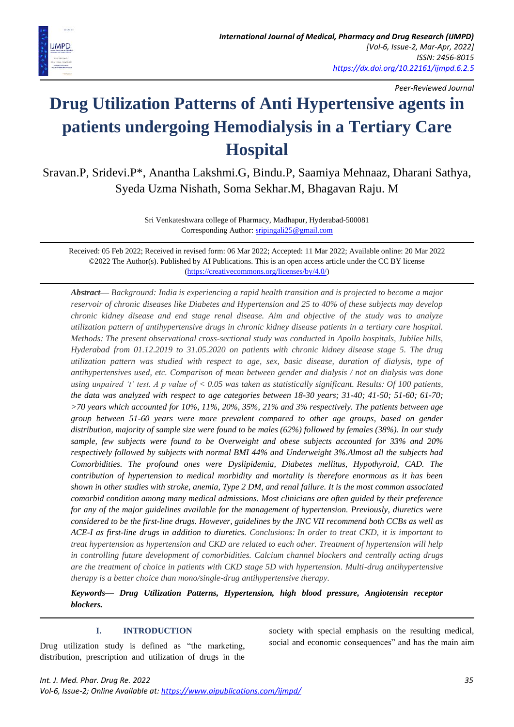# Drug Utilization Patterns of Anti Hypertensive agents in patients undergoing Hemodialysis in a Tertiary Care Hospital

Sravan.P, Sridevi.P*, Anantha Lakshmi.G, Bindu.P, Saamiya Mehnaaz, Dharani Sathya, Syeda Uzma Nishath, Soma Sekhar.M, Bhagavan Raju. M

Sri Venkateshwara college of Pharmacy, Madhapur, Hyderabad-500081
Corresponding Author: sripingali25@gmail.com

Received: 05 Feb 2022; Received in revised form: 06 Mar 2022; Accepted: 11 Mar 2022; Available online: 20 Mar 2022
©2022 The Author(s). Published by AI Publications. This is an open access article under the CC BY license (https://creativecommons.org/licenses/by/4.0/)

***Abstract*****—** *Background: India is experiencing a rapid health transition and is projected to become a major reservoir of chronic diseases like Diabetes and Hypertension and 25 to 40% of these subjects may develop chronic kidney disease and end stage renal disease. Aim and objective of the study was to analyze utilization pattern of antihypertensive drugs in chronic kidney disease patients in a tertiary care hospital. Methods: The present observational cross-sectional study was conducted in Apollo hospitals, Jubilee hills, Hyderabad from 01.12.2019 to 31.05.2020 on patients with chronic kidney disease stage 5. The drug utilization pattern was studied with respect to age, sex, basic disease, duration of dialysis, type of antihypertensives used, etc. Comparison of mean between gender and dialysis / not on dialysis was done using unpaired 't' test. A p value of < 0.05 was taken as statistically significant. Results:* ***Of 100 patients, the data was analyzed with respect to age categories between 18-30 years; 31-40; 41-50; 51-60; 61-70; >70 years which accounted for 10%, 11%, 20%, 35%, 21% and 3% respectively. The patients between age group between 51-60 years were more prevalent compared to other age groups, based on gender distribution, majority of sample size were found to be males (62%) followed by females (38%). In our study sample, few subjects were found to be Overweight and obese subjects accounted for 33% and 20% respectively followed by subjects with normal BMI 44% and Underweight 3%.Almost all the subjects had Comorbidities. The profound ones were Dyslipidemia, Diabetes mellitus, Hypothyroid, CAD. The contribution of hypertension to medical morbidity and mortality is therefore enormous as it has been shown in other studies with stroke, anemia, Type 2 DM, and renal failure. It is the most common associated comorbid condition among many medical admissions. Most clinicians are often guided by their preference for any of the major guidelines available for the management of hypertension. Previously, diuretics were considered to be the first-line drugs. However, guidelines by the JNC VII recommend both CCBs as well as ACE-I as first-line drugs in addition to diuretics.*** *Conclusions: In order to treat CKD, it is important to treat hypertension as hypertension and CKD are related to each other. Treatment of hypertension will help in controlling future development of comorbidities. Calcium channel blockers and centrally acting drugs are the treatment of choice in patients with CKD stage 5D with hypertension. Multi-drug antihypertensive therapy is a better choice than mono/single-drug antihypertensive therapy.*

***Keywords— Drug Utilization Patterns, Hypertension, high blood pressure, Angiotensin receptor blockers.***

## I. INTRODUCTION

Drug utilization study is defined as "the marketing, distribution, prescription and utilization of drugs in the society with special emphasis on the resulting medical, social and economic consequences" and has the main aim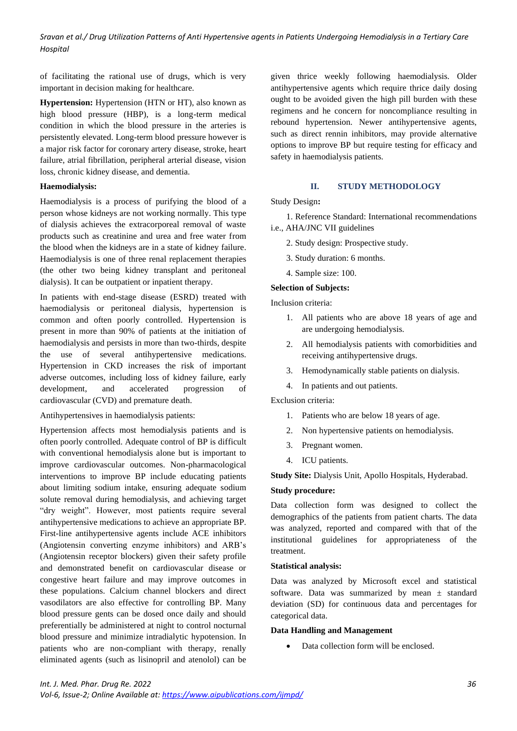of facilitating the rational use of drugs, which is very important in decision making for healthcare.

**Hypertension:** Hypertension (HTN or HT), also known as high blood pressure (HBP), is a long-term medical condition in which the blood pressure in the arteries is persistently elevated. Long-term blood pressure however is a major risk factor for coronary artery disease, stroke, heart failure, atrial fibrillation, peripheral arterial disease, vision loss, chronic kidney disease, and dementia.

**Haemodialysis:**

Haemodialysis is a process of purifying the blood of a person whose kidneys are not working normally. This type of dialysis achieves the extracorporeal removal of waste products such as creatinine and urea and free water from the blood when the kidneys are in a state of kidney failure. Haemodialysis is one of three renal replacement therapies (the other two being kidney transplant and peritoneal dialysis). It can be outpatient or inpatient therapy.

In patients with end-stage disease (ESRD) treated with haemodialysis or peritoneal dialysis, hypertension is common and often poorly controlled. Hypertension is present in more than 90% of patients at the initiation of haemodialysis and persists in more than two-thirds, despite the use of several antihypertensive medications. Hypertension in CKD increases the risk of important adverse outcomes, including loss of kidney failure, early development, and accelerated progression of cardiovascular (CVD) and premature death.

Antihypertensives in haemodialysis patients:

Hypertension affects most hemodialysis patients and is often poorly controlled. Adequate control of BP is difficult with conventional hemodialysis alone but is important to improve cardiovascular outcomes. Non-pharmacological interventions to improve BP include educating patients about limiting sodium intake, ensuring adequate sodium solute removal during hemodialysis, and achieving target "dry weight". However, most patients require several antihypertensive medications to achieve an appropriate BP. First-line antihypertensive agents include ACE inhibitors (Angiotensin converting enzyme inhibitors) and ARB's (Angiotensin receptor blockers) given their safety profile and demonstrated benefit on cardiovascular disease or congestive heart failure and may improve outcomes in these populations. Calcium channel blockers and direct vasodilators are also effective for controlling BP. Many blood pressure gents can be dosed once daily and should preferentially be administered at night to control nocturnal blood pressure and minimize intradialytic hypotension. In patients who are non-compliant with therapy, renally eliminated agents (such as lisinopril and atenolol) can be given thrice weekly following haemodialysis. Older antihypertensive agents which require thrice daily dosing ought to be avoided given the high pill burden with these regimens and he concern for noncompliance resulting in rebound hypertension. Newer antihypertensive agents, such as direct rennin inhibitors, may provide alternative options to improve BP but require testing for efficacy and safety in haemodialysis patients.

## II. STUDY METHODOLOGY

Study Design**:**

1. Reference Standard: International recommendations i.e., AHA/JNC VII guidelines
2. Study design: Prospective study.
3. Study duration: 6 months.
4. Sample size: 100.

**Selection of Subjects:**

Inclusion criteria:

1. All patients who are above 18 years of age and are undergoing hemodialysis.
2. All hemodialysis patients with comorbidities and receiving antihypertensive drugs.
3. Hemodynamically stable patients on dialysis.
4. In patients and out patients.

Exclusion criteria:

1. Patients who are below 18 years of age.
2. Non hypertensive patients on hemodialysis.
3. Pregnant women.
4. ICU patients.

**Study Site:** Dialysis Unit, Apollo Hospitals, Hyderabad.

**Study procedure:**

Data collection form was designed to collect the demographics of the patients from patient charts. The data was analyzed, reported and compared with that of the institutional guidelines for appropriateness of the treatment.

**Statistical analysis:**

Data was analyzed by Microsoft excel and statistical software. Data was summarized by mean ± standard deviation (SD) for continuous data and percentages for categorical data.

**Data Handling and Management**

- Data collection form will be enclosed.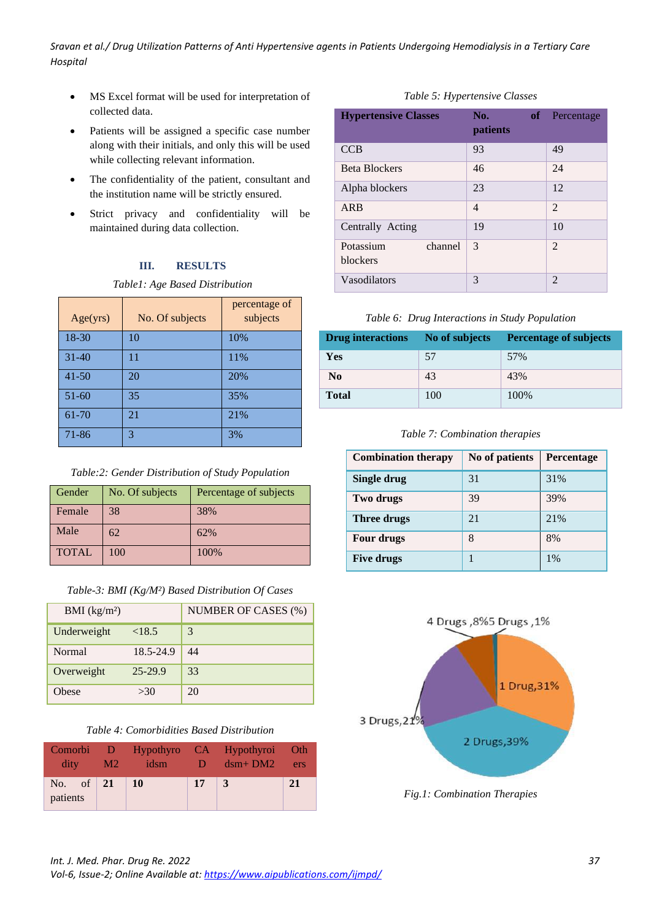- MS Excel format will be used for interpretation of collected data.
- Patients will be assigned a specific case number along with their initials, and only this will be used while collecting relevant information.
- The confidentiality of the patient, consultant and the institution name will be strictly ensured.
- Strict privacy and confidentiality will be maintained during data collection.

## III. RESULTS

*Table1: Age Based Distribution*

| Age(yrs) | No. Of subjects | percentage of subjects |
|---|---|---|
| 18-30 | 10 | 10% |
| 31-40 | 11 | 11% |
| 41-50 | 20 | 20% |
| 51-60 | 35 | 35% |
| 61-70 | 21 | 21% |
| 71-86 | 3 | 3% |

*Table:2: Gender Distribution of Study Population*

| Gender | No. Of subjects | Percentage of subjects |
|---|---|---|
| Female | 38 | 38% |
| Male | 62 | 62% |
| TOTAL | 100 | 100% |

*Table-3: BMI (Kg/M²) Based Distribution Of Cases*

| BMI (kg/m²) | | NUMBER OF CASES (%) |
|---|---|---|
| Underweight | <18.5 | 3 |
| Normal | 18.5-24.9 | 44 |
| Overweight | 25-29.9 | 33 |
| Obese | >30 | 20 |

*Table 4: Comorbidities Based Distribution*

| Comorbidity | DM2 | Hypothyroidsm | CAD | Hypothyroidsm+ DM2 | Others |
|---|---|---|---|---|---|
| No. of patients | **21** | **10** | **17** | **3** | **21** |

*Table 5: Hypertensive Classes*

| Hypertensive Classes | No. of patients | Percentage |
|---|---|---|
| CCB | 93 | 49 |
| Beta Blockers | 46 | 24 |
| Alpha blockers | 23 | 12 |
| ARB | 4 | 2 |
| Centrally Acting | 19 | 10 |
| Potassium channel blockers | 3 | 2 |
| Vasodilators | 3 | 2 |

*Table 6: Drug Interactions in Study Population*

| Drug interactions | No of subjects | Percentage of subjects |
|---|---|---|
| **Yes** | 57 | 57% |
| **No** | 43 | 43% |
| **Total** | 100 | 100% |

*Table 7: Combination therapies*

| Combination therapy | No of patients | Percentage |
|---|---|---|
| **Single drug** | 31 | 31% |
| **Two drugs** | 39 | 39% |
| **Three drugs** | 21 | 21% |
| **Four drugs** | 8 | 8% |
| **Five drugs** | 1 | 1% |

*Fig.1: Combination Therapies*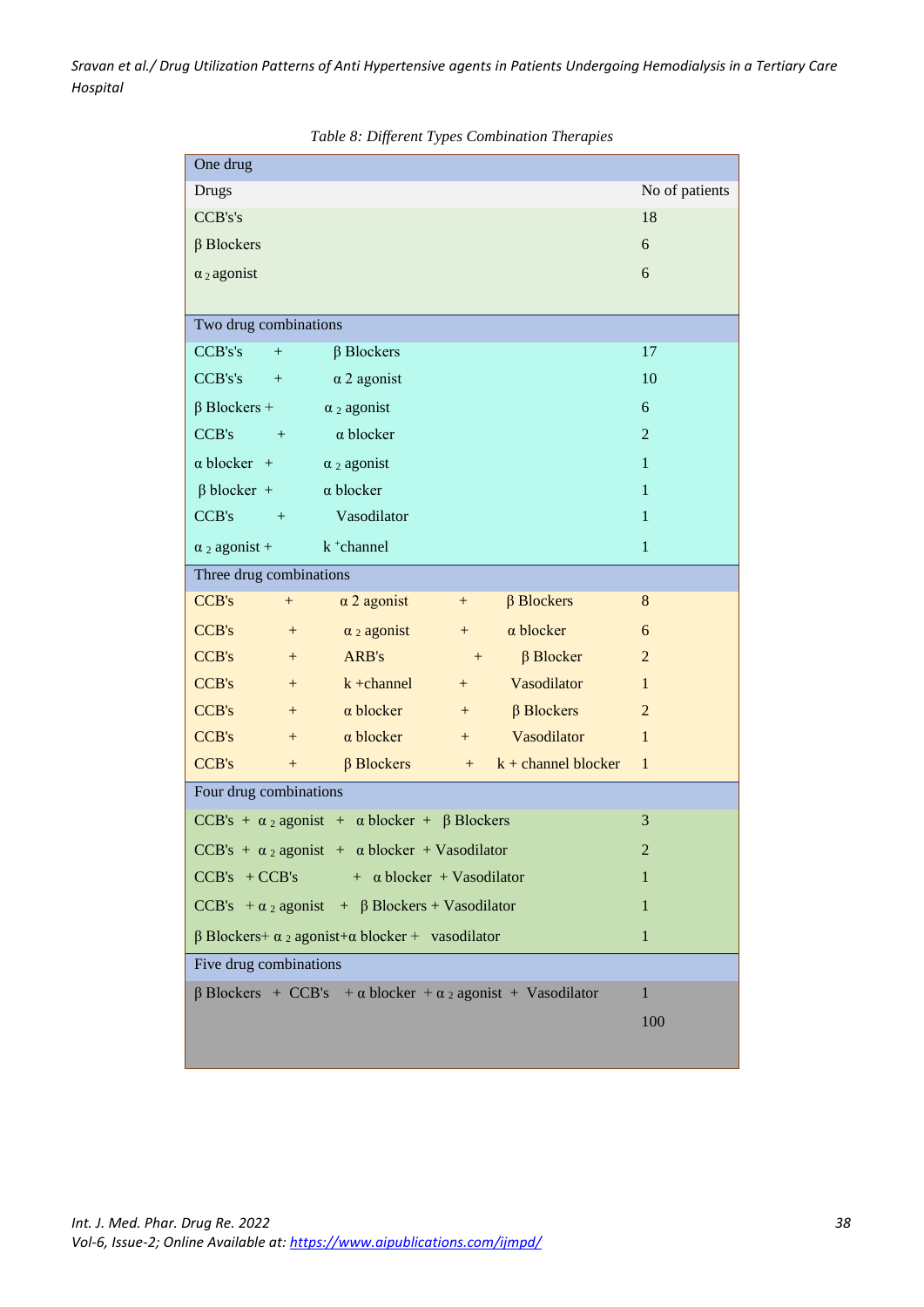*Table 8: Different Types Combination Therapies*

| One drug | |
|---|---|
| Drugs | No of patients |
| CCB's's | 18 |
| β Blockers | 6 |
| $\alpha_2$ agonist | 6 |
| **Two drug combinations** | |
| CCB's's + β Blockers | 17 |
| CCB's's + α 2 agonist | 10 |
| β Blockers + $\alpha_2$ agonist | 6 |
| CCB's + α blocker | 2 |
| α blocker + $\alpha_2$ agonist | 1 |
| β blocker + α blocker | 1 |
| CCB's + Vasodilator | 1 |
| $\alpha_2$ agonist + $k^+$channel | 1 |
| **Three drug combinations** | |
| CCB's + α 2 agonist + β Blockers | 8 |
| CCB's + $\alpha_2$ agonist + α blocker | 6 |
| CCB's + ARB's + β Blocker | 2 |
| CCB's + k +channel + Vasodilator | 1 |
| CCB's + α blocker + β Blockers | 2 |
| CCB's + α blocker + Vasodilator | 1 |
| CCB's + β Blockers + k + channel blocker | 1 |
| **Four drug combinations** | |
| CCB's + $\alpha_2$ agonist + α blocker + β Blockers | 3 |
| CCB's + $\alpha_2$ agonist + α blocker + Vasodilator | 2 |
| CCB's + CCB's + α blocker + Vasodilator | 1 |
| CCB's + $\alpha_2$ agonist + β Blockers + Vasodilator | 1 |
| β Blockers+ $\alpha_2$ agonist+α blocker + vasodilator | 1 |
| **Five drug combinations** | |
| β Blockers + CCB's + α blocker + $\alpha_2$ agonist + Vasodilator | 1 |
| | 100 |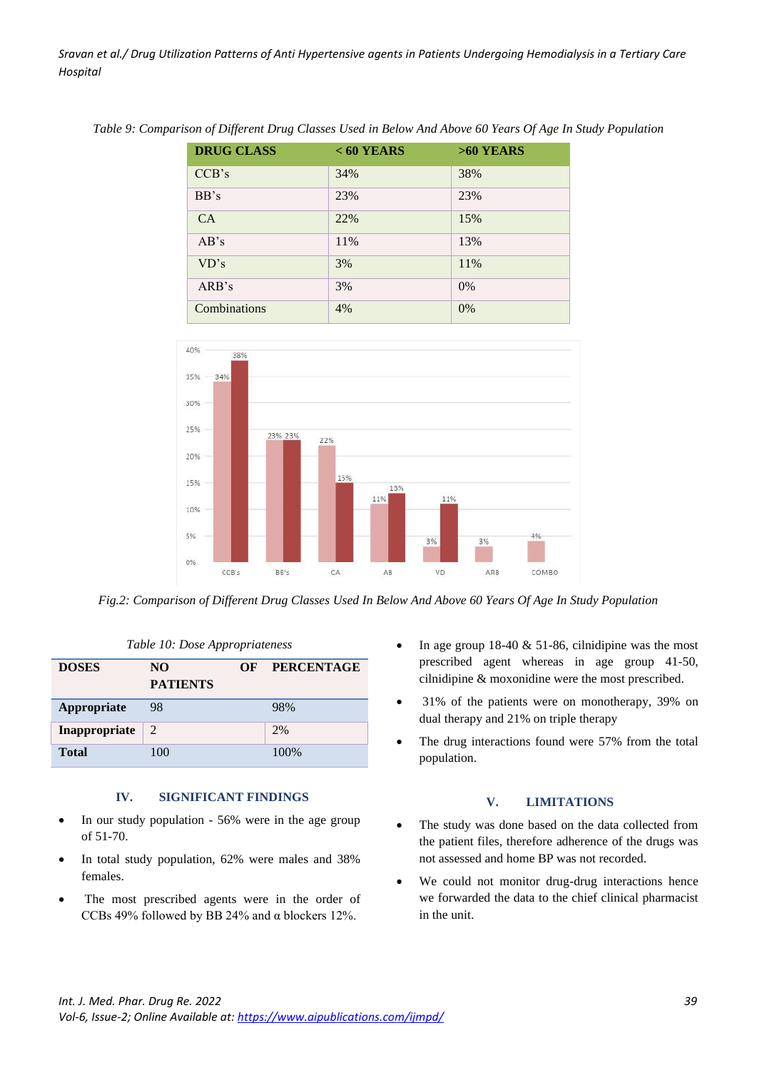*Table 9: Comparison of Different Drug Classes Used in Below And Above 60 Years Of Age In Study Population*

| DRUG CLASS | < 60 YEARS | >60 YEARS |
|---|---|---|
| CCB's | 34% | 38% |
| BB's | 23% | 23% |
| CA | 22% | 15% |
| AB's | 11% | 13% |
| VD's | 3% | 11% |
| ARB's | 3% | 0% |
| Combinations | 4% | 0% |

*Fig.2: Comparison of Different Drug Classes Used In Below And Above 60 Years Of Age In Study Population*

*Table 10: Dose Appropriateness*

| DOSES | NO OF PATIENTS | PERCENTAGE |
|---|---|---|
| **Appropriate** | 98 | 98% |
| **Inappropriate** | 2 | 2% |
| **Total** | 100 | 100% |

## IV. SIGNIFICANT FINDINGS

- In our study population - 56% were in the age group of 51-70.
- In total study population, 62% were males and 38% females.
- The most prescribed agents were in the order of CCBs 49% followed by BB 24% and α blockers 12%.
- In age group 18-40 & 51-86, cilnidipine was the most prescribed agent whereas in age group 41-50, cilnidipine & moxonidine were the most prescribed.
- 31% of the patients were on monotherapy, 39% on dual therapy and 21% on triple therapy
- The drug interactions found were 57% from the total population.

## V. LIMITATIONS

- The study was done based on the data collected from the patient files, therefore adherence of the drugs was not assessed and home BP was not recorded.
- We could not monitor drug-drug interactions hence we forwarded the data to the chief clinical pharmacist in the unit.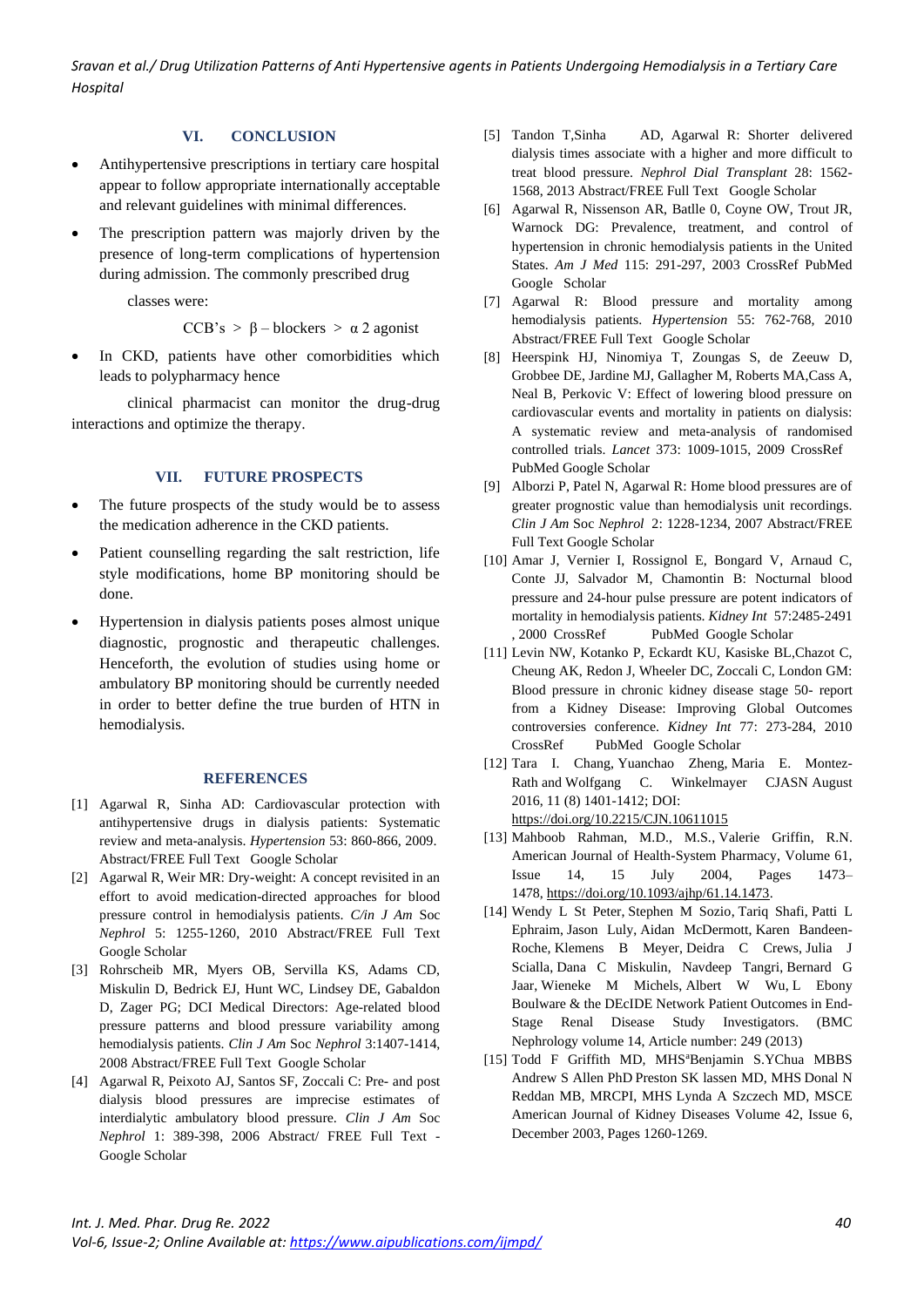## VI. CONCLUSION

- Antihypertensive prescriptions in tertiary care hospital appear to follow appropriate internationally acceptable and relevant guidelines with minimal differences.
- The prescription pattern was majorly driven by the presence of long-term complications of hypertension during admission. The commonly prescribed drug

  classes were:

  CCB's > β – blockers > α 2 agonist
- In CKD, patients have other comorbidities which leads to polypharmacy hence

  clinical pharmacist can monitor the drug-drug interactions and optimize the therapy.

## VII. FUTURE PROSPECTS

- The future prospects of the study would be to assess the medication adherence in the CKD patients.
- Patient counselling regarding the salt restriction, life style modifications, home BP monitoring should be done.
- Hypertension in dialysis patients poses almost unique diagnostic, prognostic and therapeutic challenges. Henceforth, the evolution of studies using home or ambulatory BP monitoring should be currently needed in order to better define the true burden of HTN in hemodialysis.

## REFERENCES

[1] Agarwal R, Sinha AD: Cardiovascular protection with antihypertensive drugs in dialysis patients: Systematic review and meta-analysis. *Hypertension* 53: 860-866, 2009. Abstract/FREE Full Text Google Scholar

[2] Agarwal R, Weir MR: Dry-weight: A concept revisited in an effort to avoid medication-directed approaches for blood pressure control in hemodialysis patients. *C/in J Am* Soc *Nephrol* 5: 1255-1260, 2010 Abstract/FREE Full Text Google Scholar

[3] Rohrscheib MR, Myers OB, Servilla KS, Adams CD, Miskulin D, Bedrick EJ, Hunt WC, Lindsey DE, Gabaldon D, Zager PG; DCI Medical Directors: Age-related blood pressure patterns and blood pressure variability among hemodialysis patients. *Clin J Am* Soc *Nephrol* 3:1407-1414, 2008 Abstract/FREE Full Text Google Scholar

[4] Agarwal R, Peixoto AJ, Santos SF, Zoccali C: Pre- and post dialysis blood pressures are imprecise estimates of interdialytic ambulatory blood pressure. *Clin J Am* Soc *Nephrol* 1: 389-398, 2006 Abstract/ FREE Full Text - Google Scholar

[5] Tandon T,Sinha AD, Agarwal R: Shorter delivered dialysis times associate with a higher and more difficult to treat blood pressure. *Nephrol Dial Transplant* 28: 1562-1568, 2013 Abstract/FREE Full Text Google Scholar

[6] Agarwal R, Nissenson AR, Batlle 0, Coyne OW, Trout JR, Warnock DG: Prevalence, treatment, and control of hypertension in chronic hemodialysis patients in the United States. *Am J Med* 115: 291-297, 2003 CrossRef PubMed Google Scholar

[7] Agarwal R: Blood pressure and mortality among hemodialysis patients. *Hypertension* 55: 762-768, 2010 Abstract/FREE Full Text Google Scholar

[8] Heerspink HJ, Ninomiya T, Zoungas S, de Zeeuw D, Grobbee DE, Jardine MJ, Gallagher M, Roberts MA,Cass A, Neal B, Perkovic V: Effect of lowering blood pressure on cardiovascular events and mortality in patients on dialysis: A systematic review and meta-analysis of randomised controlled trials. *Lancet* 373: 1009-1015, 2009 CrossRef PubMed Google Scholar

[9] Alborzi P, Patel N, Agarwal R: Home blood pressures are of greater prognostic value than hemodialysis unit recordings. *Clin J Am* Soc *Nephrol* 2: 1228-1234, 2007 Abstract/FREE Full Text Google Scholar

[10] Amar J, Vernier I, Rossignol E, Bongard V, Arnaud C, Conte JJ, Salvador M, Chamontin B: Nocturnal blood pressure and 24-hour pulse pressure are potent indicators of mortality in hemodialysis patients. *Kidney Int* 57:2485-2491 , 2000 CrossRef PubMed Google Scholar

[11] Levin NW, Kotanko P, Eckardt KU, Kasiske BL,Chazot C, Cheung AK, Redon J, Wheeler DC, Zoccali C, London GM: Blood pressure in chronic kidney disease stage 50- report from a Kidney Disease: Improving Global Outcomes controversies conference. *Kidney Int* 77: 273-284, 2010 CrossRef PubMed Google Scholar

[12] Tara I. Chang, Yuanchao Zheng, Maria E. Montez-Rath and Wolfgang C. Winkelmayer CJASN August 2016, 11 (8) 1401-1412; DOI: https://doi.org/10.2215/CJN.10611015

[13] Mahboob Rahman, M.D., M.S., Valerie Griffin, R.N. American Journal of Health-System Pharmacy, Volume 61, Issue 14, 15 July 2004, Pages 1473–1478, https://doi.org/10.1093/ajhp/61.14.1473.

[14] Wendy L St Peter, Stephen M Sozio, Tariq Shafi, Patti L Ephraim, Jason Luly, Aidan McDermott, Karen Bandeen-Roche, Klemens B Meyer, Deidra C Crews, Julia J Scialla, Dana C Miskulin, Navdeep Tangri, Bernard G Jaar, Wieneke M Michels, Albert W Wu, L Ebony Boulware & the DEcIDE Network Patient Outcomes in End-Stage Renal Disease Study Investigators. (BMC Nephrology volume 14, Article number: 249 (2013)

[15] Todd F Griffith MD, MHS[a]Benjamin S.YChua MBBS Andrew S Allen PhD Preston SK lassen MD, MHS Donal N Reddan MB, MRCPI, MHS Lynda A Szczech MD, MSCE American Journal of Kidney Diseases Volume 42, Issue 6, December 2003, Pages 1260-1269.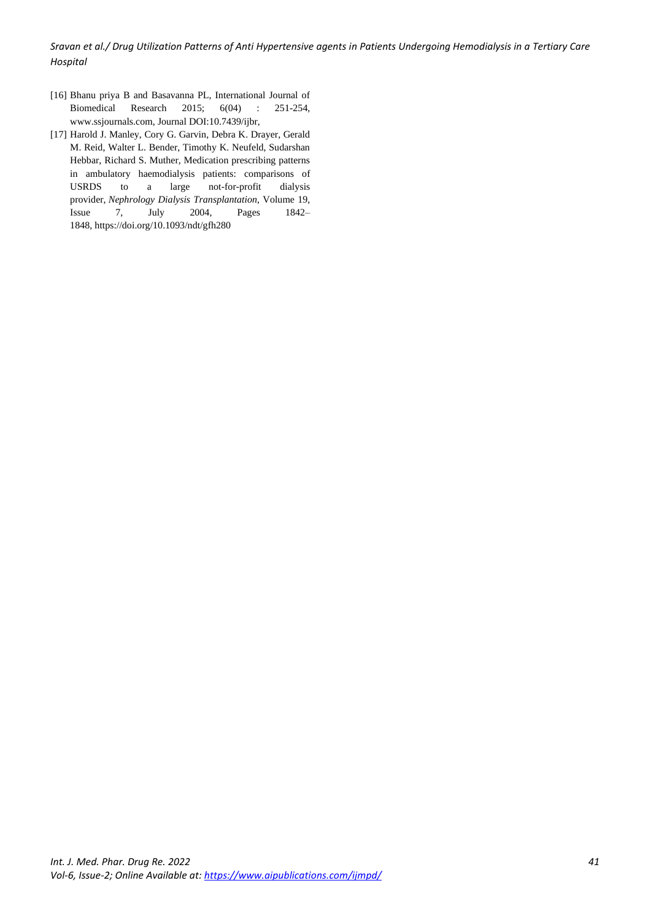[16] Bhanu priya B and Basavanna PL, International Journal of Biomedical Research 2015; 6(04) : 251-254, www.ssjournals.com, Journal DOI:10.7439/ijbr,

[17] Harold J. Manley, Cory G. Garvin, Debra K. Drayer, Gerald M. Reid, Walter L. Bender, Timothy K. Neufeld, Sudarshan Hebbar, Richard S. Muther, Medication prescribing patterns in ambulatory haemodialysis patients: comparisons of USRDS to a large not-for-profit dialysis provider, *Nephrology Dialysis Transplantation*, Volume 19, Issue 7, July 2004, Pages 1842–1848, https://doi.org/10.1093/ndt/gfh280